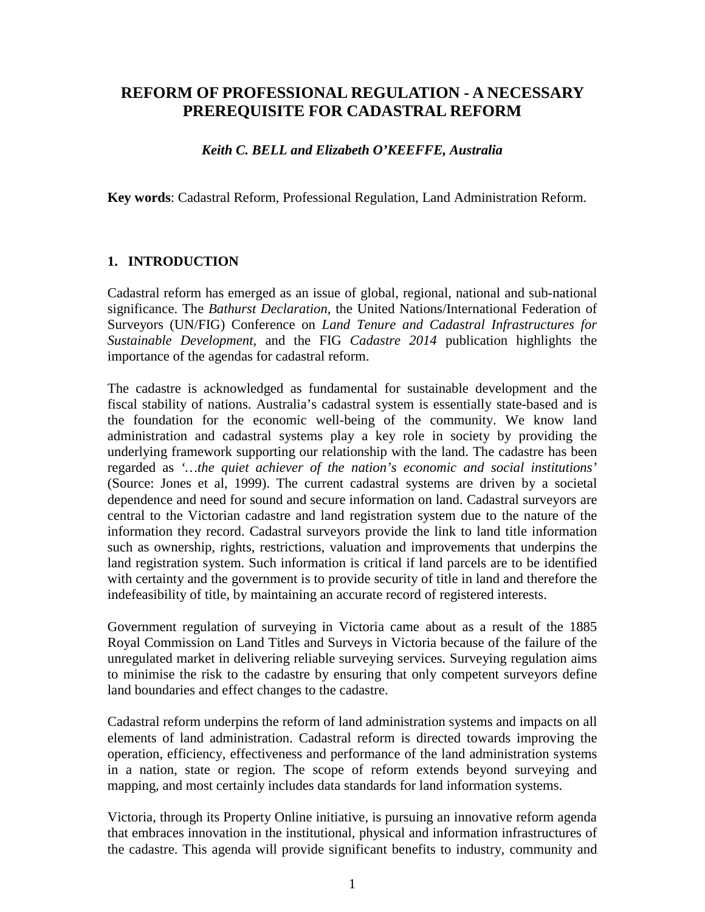# REFORM OF PROFESSIONAL REGULATION - A NECESSARY PREREQUISITE FOR CADASTRAL REFORM

***Keith C. BELL and Elizabeth O'KEEFFE, Australia***

**Key words**: Cadastral Reform, Professional Regulation, Land Administration Reform.

## 1. INTRODUCTION

Cadastral reform has emerged as an issue of global, regional, national and sub-national significance. The *Bathurst Declaration*, the United Nations/International Federation of Surveyors (UN/FIG) Conference on *Land Tenure and Cadastral Infrastructures for Sustainable Development*, and the FIG *Cadastre 2014* publication highlights the importance of the agendas for cadastral reform.

The cadastre is acknowledged as fundamental for sustainable development and the fiscal stability of nations. Australia's cadastral system is essentially state-based and is the foundation for the economic well-being of the community. We know land administration and cadastral systems play a key role in society by providing the underlying framework supporting our relationship with the land. The cadastre has been regarded as *'…the quiet achiever of the nation's economic and social institutions'* (Source: Jones et al, 1999). The current cadastral systems are driven by a societal dependence and need for sound and secure information on land. Cadastral surveyors are central to the Victorian cadastre and land registration system due to the nature of the information they record. Cadastral surveyors provide the link to land title information such as ownership, rights, restrictions, valuation and improvements that underpins the land registration system. Such information is critical if land parcels are to be identified with certainty and the government is to provide security of title in land and therefore the indefeasibility of title, by maintaining an accurate record of registered interests.

Government regulation of surveying in Victoria came about as a result of the 1885 Royal Commission on Land Titles and Surveys in Victoria because of the failure of the unregulated market in delivering reliable surveying services. Surveying regulation aims to minimise the risk to the cadastre by ensuring that only competent surveyors define land boundaries and effect changes to the cadastre.

Cadastral reform underpins the reform of land administration systems and impacts on all elements of land administration. Cadastral reform is directed towards improving the operation, efficiency, effectiveness and performance of the land administration systems in a nation, state or region. The scope of reform extends beyond surveying and mapping, and most certainly includes data standards for land information systems.

Victoria, through its Property Online initiative, is pursuing an innovative reform agenda that embraces innovation in the institutional, physical and information infrastructures of the cadastre. This agenda will provide significant benefits to industry, community and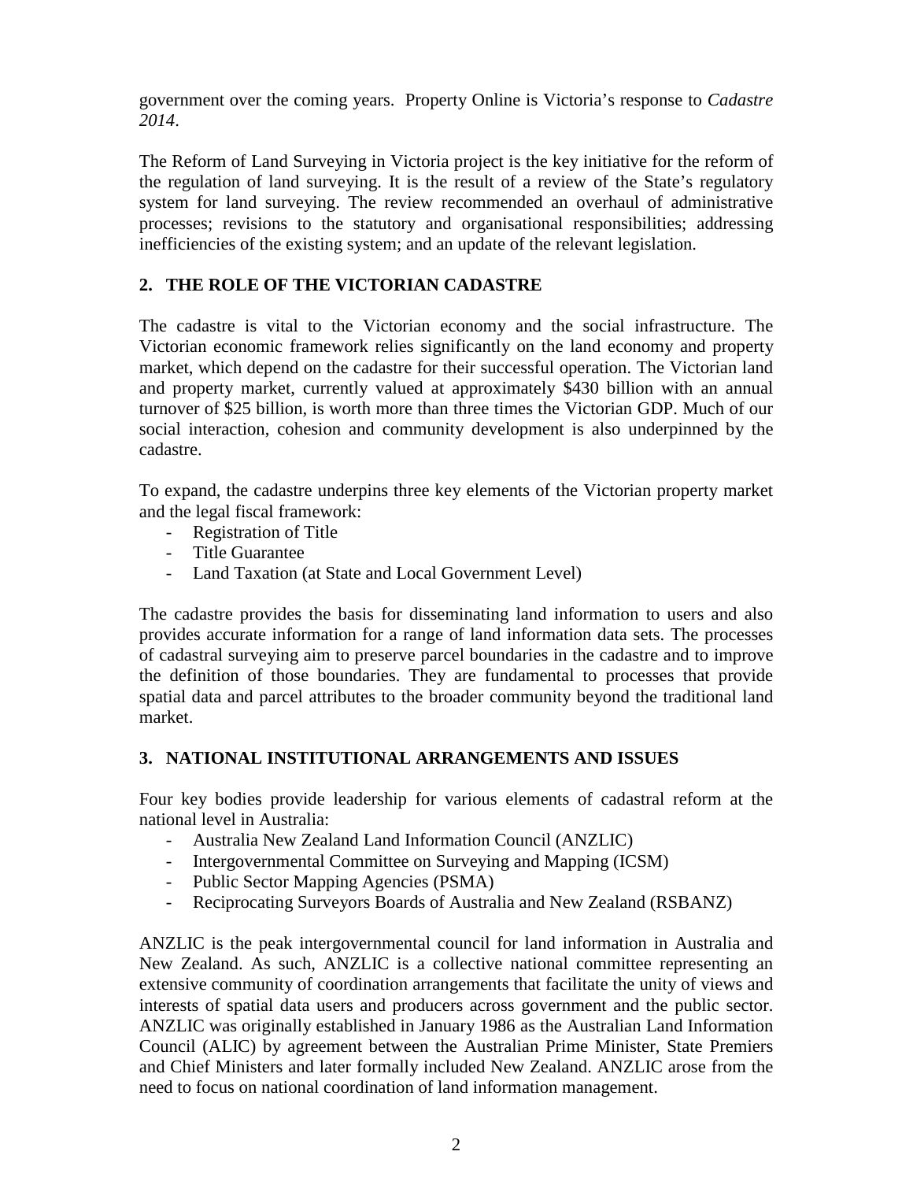government over the coming years. Property Online is Victoria's response to *Cadastre 2014*.

The Reform of Land Surveying in Victoria project is the key initiative for the reform of the regulation of land surveying. It is the result of a review of the State's regulatory system for land surveying. The review recommended an overhaul of administrative processes; revisions to the statutory and organisational responsibilities; addressing inefficiencies of the existing system; and an update of the relevant legislation.

## 2. THE ROLE OF THE VICTORIAN CADASTRE

The cadastre is vital to the Victorian economy and the social infrastructure. The Victorian economic framework relies significantly on the land economy and property market, which depend on the cadastre for their successful operation. The Victorian land and property market, currently valued at approximately $430 billion with an annual turnover of $25 billion, is worth more than three times the Victorian GDP. Much of our social interaction, cohesion and community development is also underpinned by the cadastre.

To expand, the cadastre underpins three key elements of the Victorian property market and the legal fiscal framework:

- Registration of Title
- Title Guarantee
- Land Taxation (at State and Local Government Level)

The cadastre provides the basis for disseminating land information to users and also provides accurate information for a range of land information data sets. The processes of cadastral surveying aim to preserve parcel boundaries in the cadastre and to improve the definition of those boundaries. They are fundamental to processes that provide spatial data and parcel attributes to the broader community beyond the traditional land market.

## 3. NATIONAL INSTITUTIONAL ARRANGEMENTS AND ISSUES

Four key bodies provide leadership for various elements of cadastral reform at the national level in Australia:

- Australia New Zealand Land Information Council (ANZLIC)
- Intergovernmental Committee on Surveying and Mapping (ICSM)
- Public Sector Mapping Agencies (PSMA)
- Reciprocating Surveyors Boards of Australia and New Zealand (RSBANZ)

ANZLIC is the peak intergovernmental council for land information in Australia and New Zealand. As such, ANZLIC is a collective national committee representing an extensive community of coordination arrangements that facilitate the unity of views and interests of spatial data users and producers across government and the public sector. ANZLIC was originally established in January 1986 as the Australian Land Information Council (ALIC) by agreement between the Australian Prime Minister, State Premiers and Chief Ministers and later formally included New Zealand. ANZLIC arose from the need to focus on national coordination of land information management.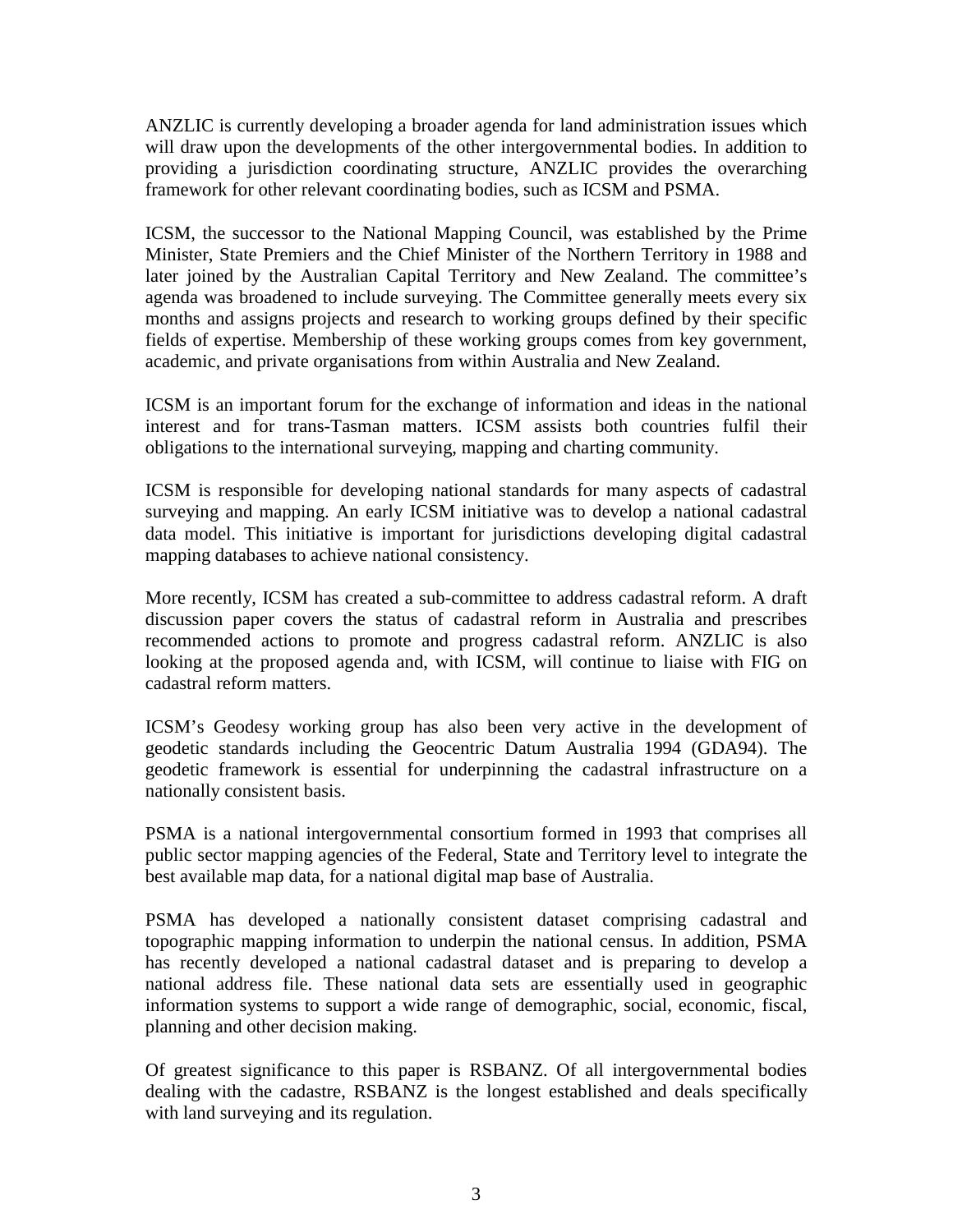ANZLIC is currently developing a broader agenda for land administration issues which will draw upon the developments of the other intergovernmental bodies. In addition to providing a jurisdiction coordinating structure, ANZLIC provides the overarching framework for other relevant coordinating bodies, such as ICSM and PSMA.

ICSM, the successor to the National Mapping Council, was established by the Prime Minister, State Premiers and the Chief Minister of the Northern Territory in 1988 and later joined by the Australian Capital Territory and New Zealand. The committee's agenda was broadened to include surveying. The Committee generally meets every six months and assigns projects and research to working groups defined by their specific fields of expertise. Membership of these working groups comes from key government, academic, and private organisations from within Australia and New Zealand.

ICSM is an important forum for the exchange of information and ideas in the national interest and for trans-Tasman matters. ICSM assists both countries fulfil their obligations to the international surveying, mapping and charting community.

ICSM is responsible for developing national standards for many aspects of cadastral surveying and mapping. An early ICSM initiative was to develop a national cadastral data model. This initiative is important for jurisdictions developing digital cadastral mapping databases to achieve national consistency.

More recently, ICSM has created a sub-committee to address cadastral reform. A draft discussion paper covers the status of cadastral reform in Australia and prescribes recommended actions to promote and progress cadastral reform. ANZLIC is also looking at the proposed agenda and, with ICSM, will continue to liaise with FIG on cadastral reform matters.

ICSM's Geodesy working group has also been very active in the development of geodetic standards including the Geocentric Datum Australia 1994 (GDA94). The geodetic framework is essential for underpinning the cadastral infrastructure on a nationally consistent basis.

PSMA is a national intergovernmental consortium formed in 1993 that comprises all public sector mapping agencies of the Federal, State and Territory level to integrate the best available map data, for a national digital map base of Australia.

PSMA has developed a nationally consistent dataset comprising cadastral and topographic mapping information to underpin the national census. In addition, PSMA has recently developed a national cadastral dataset and is preparing to develop a national address file. These national data sets are essentially used in geographic information systems to support a wide range of demographic, social, economic, fiscal, planning and other decision making.

Of greatest significance to this paper is RSBANZ. Of all intergovernmental bodies dealing with the cadastre, RSBANZ is the longest established and deals specifically with land surveying and its regulation.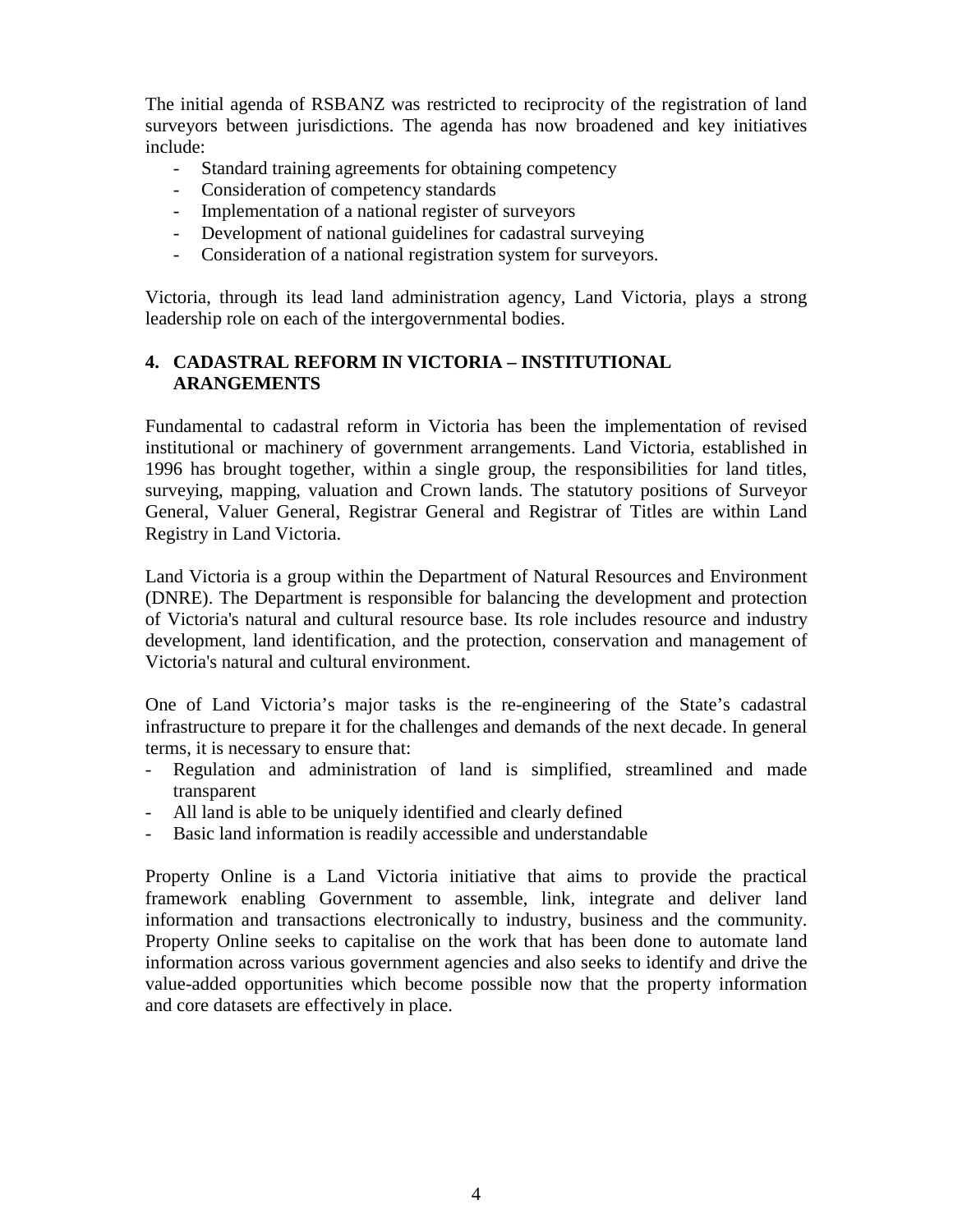The initial agenda of RSBANZ was restricted to reciprocity of the registration of land surveyors between jurisdictions. The agenda has now broadened and key initiatives include:

- Standard training agreements for obtaining competency
- Consideration of competency standards
- Implementation of a national register of surveyors
- Development of national guidelines for cadastral surveying
- Consideration of a national registration system for surveyors.

Victoria, through its lead land administration agency, Land Victoria, plays a strong leadership role on each of the intergovernmental bodies.

## 4. CADASTRAL REFORM IN VICTORIA – INSTITUTIONAL ARANGEMENTS

Fundamental to cadastral reform in Victoria has been the implementation of revised institutional or machinery of government arrangements. Land Victoria, established in 1996 has brought together, within a single group, the responsibilities for land titles, surveying, mapping, valuation and Crown lands. The statutory positions of Surveyor General, Valuer General, Registrar General and Registrar of Titles are within Land Registry in Land Victoria.

Land Victoria is a group within the Department of Natural Resources and Environment (DNRE). The Department is responsible for balancing the development and protection of Victoria's natural and cultural resource base. Its role includes resource and industry development, land identification, and the protection, conservation and management of Victoria's natural and cultural environment.

One of Land Victoria's major tasks is the re-engineering of the State's cadastral infrastructure to prepare it for the challenges and demands of the next decade. In general terms, it is necessary to ensure that:

- Regulation and administration of land is simplified, streamlined and made transparent
- All land is able to be uniquely identified and clearly defined
- Basic land information is readily accessible and understandable

Property Online is a Land Victoria initiative that aims to provide the practical framework enabling Government to assemble, link, integrate and deliver land information and transactions electronically to industry, business and the community. Property Online seeks to capitalise on the work that has been done to automate land information across various government agencies and also seeks to identify and drive the value-added opportunities which become possible now that the property information and core datasets are effectively in place.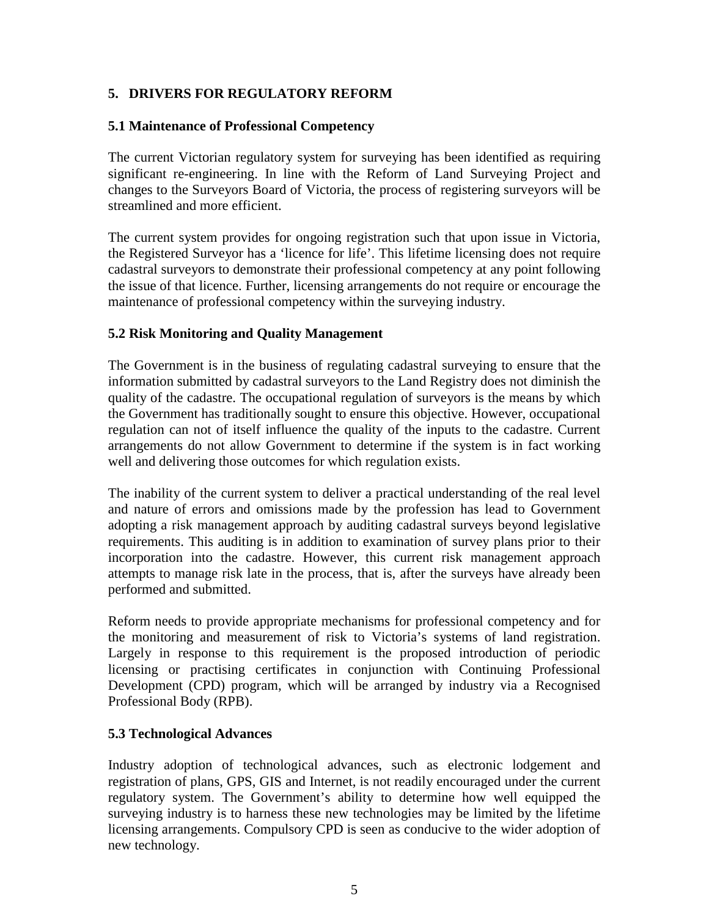## 5. DRIVERS FOR REGULATORY REFORM

### 5.1 Maintenance of Professional Competency

The current Victorian regulatory system for surveying has been identified as requiring significant re-engineering. In line with the Reform of Land Surveying Project and changes to the Surveyors Board of Victoria, the process of registering surveyors will be streamlined and more efficient.

The current system provides for ongoing registration such that upon issue in Victoria, the Registered Surveyor has a 'licence for life'. This lifetime licensing does not require cadastral surveyors to demonstrate their professional competency at any point following the issue of that licence. Further, licensing arrangements do not require or encourage the maintenance of professional competency within the surveying industry.

### 5.2 Risk Monitoring and Quality Management

The Government is in the business of regulating cadastral surveying to ensure that the information submitted by cadastral surveyors to the Land Registry does not diminish the quality of the cadastre. The occupational regulation of surveyors is the means by which the Government has traditionally sought to ensure this objective. However, occupational regulation can not of itself influence the quality of the inputs to the cadastre. Current arrangements do not allow Government to determine if the system is in fact working well and delivering those outcomes for which regulation exists.

The inability of the current system to deliver a practical understanding of the real level and nature of errors and omissions made by the profession has lead to Government adopting a risk management approach by auditing cadastral surveys beyond legislative requirements. This auditing is in addition to examination of survey plans prior to their incorporation into the cadastre. However, this current risk management approach attempts to manage risk late in the process, that is, after the surveys have already been performed and submitted.

Reform needs to provide appropriate mechanisms for professional competency and for the monitoring and measurement of risk to Victoria's systems of land registration. Largely in response to this requirement is the proposed introduction of periodic licensing or practising certificates in conjunction with Continuing Professional Development (CPD) program, which will be arranged by industry via a Recognised Professional Body (RPB).

### 5.3 Technological Advances

Industry adoption of technological advances, such as electronic lodgement and registration of plans, GPS, GIS and Internet, is not readily encouraged under the current regulatory system. The Government's ability to determine how well equipped the surveying industry is to harness these new technologies may be limited by the lifetime licensing arrangements. Compulsory CPD is seen as conducive to the wider adoption of new technology.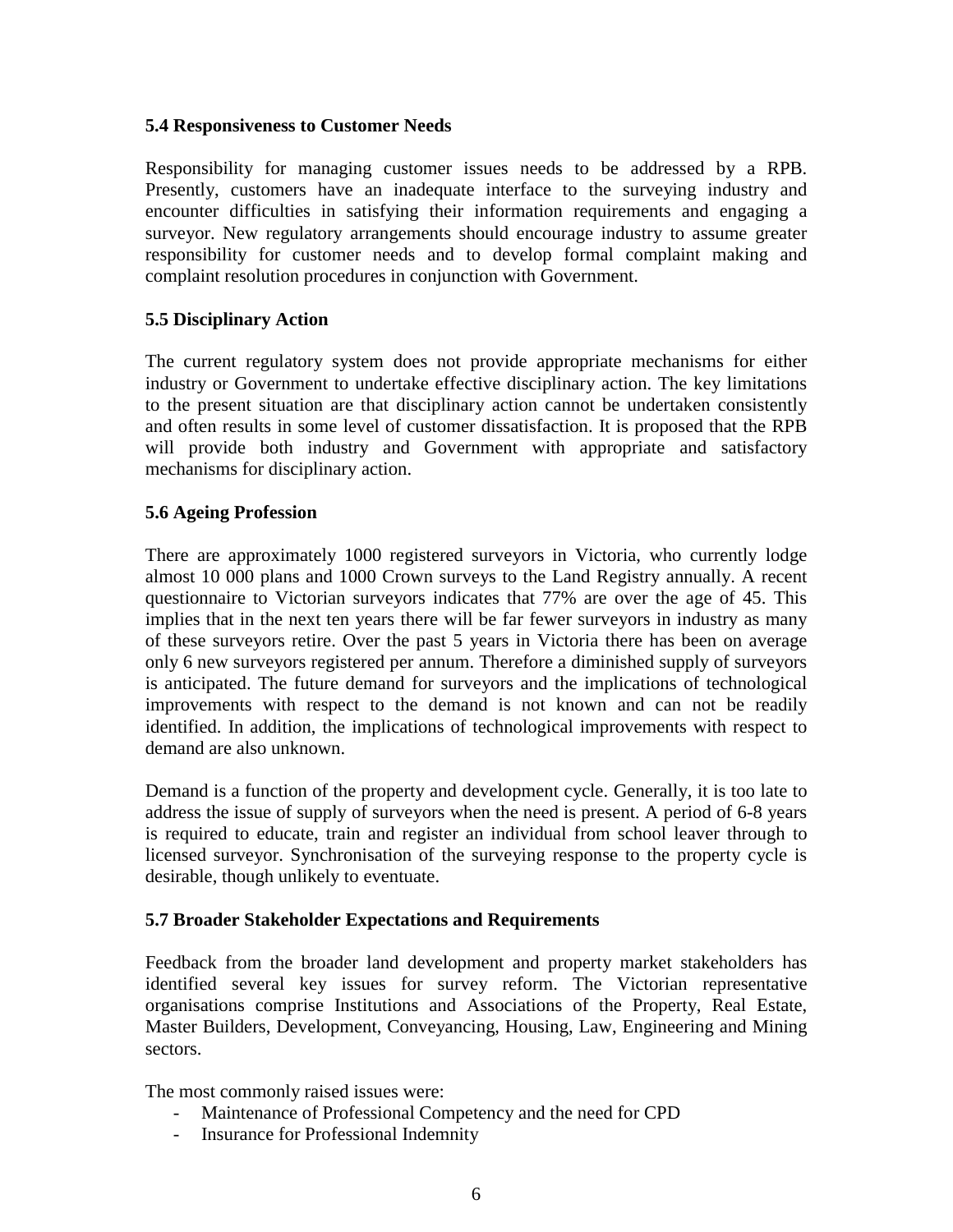### 5.4 Responsiveness to Customer Needs

Responsibility for managing customer issues needs to be addressed by a RPB. Presently, customers have an inadequate interface to the surveying industry and encounter difficulties in satisfying their information requirements and engaging a surveyor. New regulatory arrangements should encourage industry to assume greater responsibility for customer needs and to develop formal complaint making and complaint resolution procedures in conjunction with Government.

### 5.5 Disciplinary Action

The current regulatory system does not provide appropriate mechanisms for either industry or Government to undertake effective disciplinary action. The key limitations to the present situation are that disciplinary action cannot be undertaken consistently and often results in some level of customer dissatisfaction. It is proposed that the RPB will provide both industry and Government with appropriate and satisfactory mechanisms for disciplinary action.

### 5.6 Ageing Profession

There are approximately 1000 registered surveyors in Victoria, who currently lodge almost 10 000 plans and 1000 Crown surveys to the Land Registry annually. A recent questionnaire to Victorian surveyors indicates that 77% are over the age of 45. This implies that in the next ten years there will be far fewer surveyors in industry as many of these surveyors retire. Over the past 5 years in Victoria there has been on average only 6 new surveyors registered per annum. Therefore a diminished supply of surveyors is anticipated. The future demand for surveyors and the implications of technological improvements with respect to the demand is not known and can not be readily identified. In addition, the implications of technological improvements with respect to demand are also unknown.

Demand is a function of the property and development cycle. Generally, it is too late to address the issue of supply of surveyors when the need is present. A period of 6-8 years is required to educate, train and register an individual from school leaver through to licensed surveyor. Synchronisation of the surveying response to the property cycle is desirable, though unlikely to eventuate.

### 5.7 Broader Stakeholder Expectations and Requirements

Feedback from the broader land development and property market stakeholders has identified several key issues for survey reform. The Victorian representative organisations comprise Institutions and Associations of the Property, Real Estate, Master Builders, Development, Conveyancing, Housing, Law, Engineering and Mining sectors.

The most commonly raised issues were:

- Maintenance of Professional Competency and the need for CPD
- Insurance for Professional Indemnity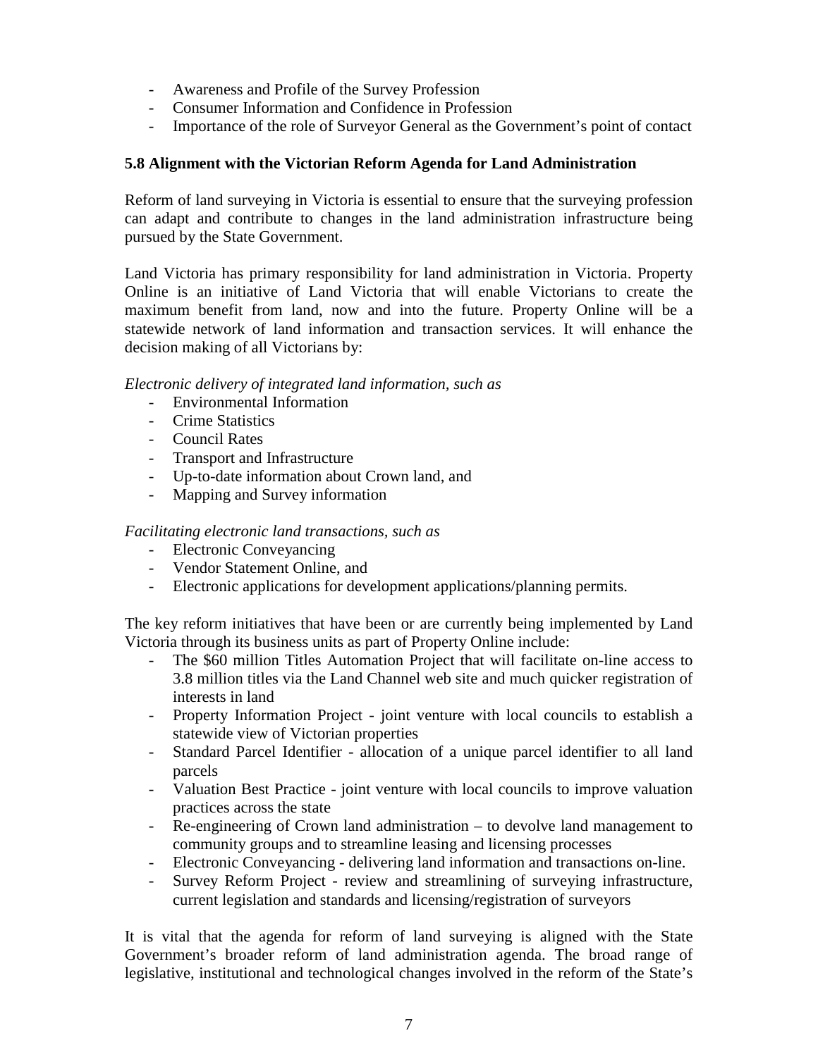- Awareness and Profile of the Survey Profession
- Consumer Information and Confidence in Profession
- Importance of the role of Surveyor General as the Government's point of contact

### 5.8 Alignment with the Victorian Reform Agenda for Land Administration

Reform of land surveying in Victoria is essential to ensure that the surveying profession can adapt and contribute to changes in the land administration infrastructure being pursued by the State Government.

Land Victoria has primary responsibility for land administration in Victoria. Property Online is an initiative of Land Victoria that will enable Victorians to create the maximum benefit from land, now and into the future. Property Online will be a statewide network of land information and transaction services. It will enhance the decision making of all Victorians by:

*Electronic delivery of integrated land information, such as*

- Environmental Information
- Crime Statistics
- Council Rates
- Transport and Infrastructure
- Up-to-date information about Crown land, and
- Mapping and Survey information

*Facilitating electronic land transactions, such as*

- Electronic Conveyancing
- Vendor Statement Online, and
- Electronic applications for development applications/planning permits.

The key reform initiatives that have been or are currently being implemented by Land Victoria through its business units as part of Property Online include:

- The $60 million Titles Automation Project that will facilitate on-line access to 3.8 million titles via the Land Channel web site and much quicker registration of interests in land
- Property Information Project - joint venture with local councils to establish a statewide view of Victorian properties
- Standard Parcel Identifier - allocation of a unique parcel identifier to all land parcels
- Valuation Best Practice - joint venture with local councils to improve valuation practices across the state
- Re-engineering of Crown land administration – to devolve land management to community groups and to streamline leasing and licensing processes
- Electronic Conveyancing - delivering land information and transactions on-line.
- Survey Reform Project - review and streamlining of surveying infrastructure, current legislation and standards and licensing/registration of surveyors

It is vital that the agenda for reform of land surveying is aligned with the State Government's broader reform of land administration agenda. The broad range of legislative, institutional and technological changes involved in the reform of the State's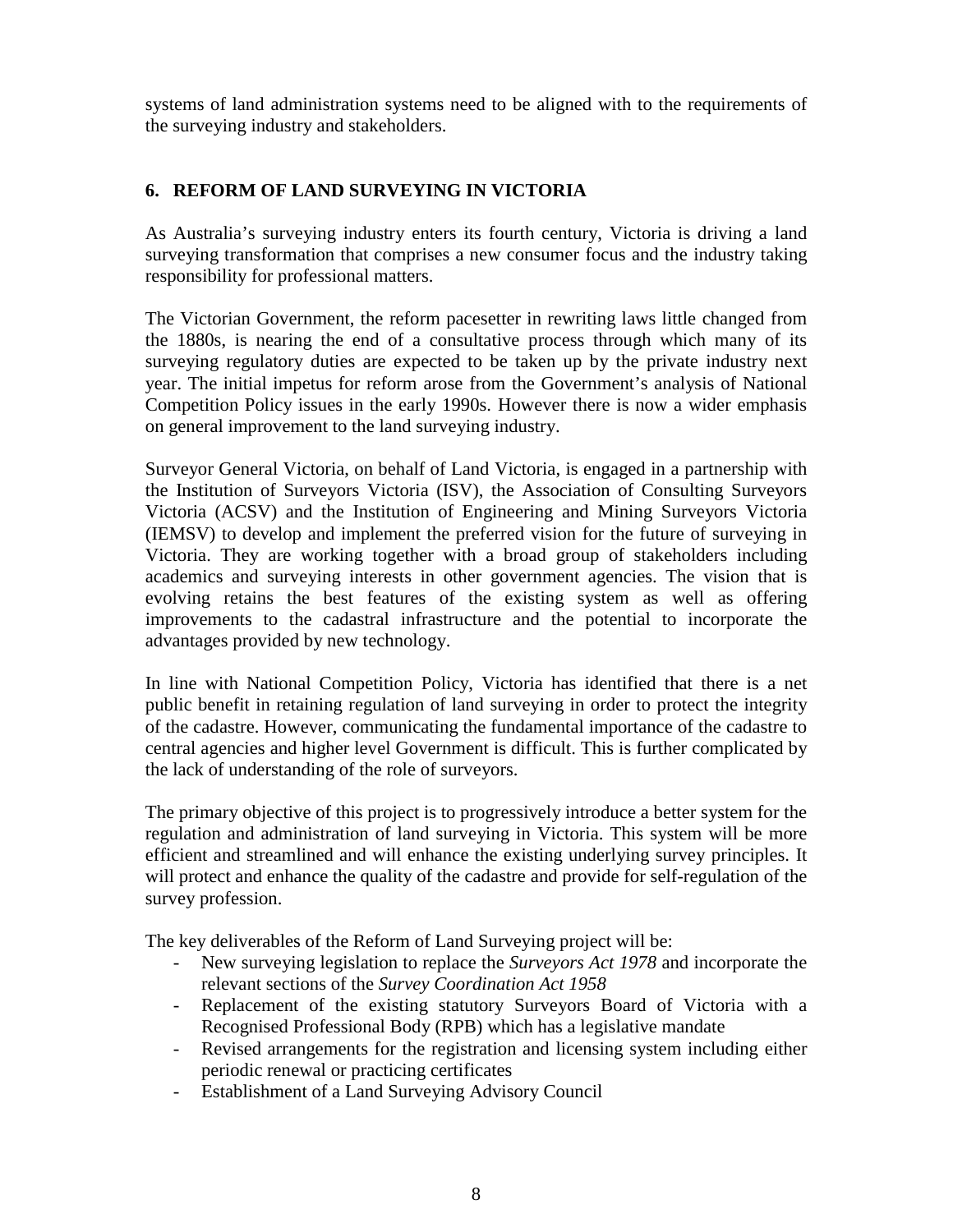systems of land administration systems need to be aligned with to the requirements of the surveying industry and stakeholders.

## 6. REFORM OF LAND SURVEYING IN VICTORIA

As Australia's surveying industry enters its fourth century, Victoria is driving a land surveying transformation that comprises a new consumer focus and the industry taking responsibility for professional matters.

The Victorian Government, the reform pacesetter in rewriting laws little changed from the 1880s, is nearing the end of a consultative process through which many of its surveying regulatory duties are expected to be taken up by the private industry next year. The initial impetus for reform arose from the Government's analysis of National Competition Policy issues in the early 1990s. However there is now a wider emphasis on general improvement to the land surveying industry.

Surveyor General Victoria, on behalf of Land Victoria, is engaged in a partnership with the Institution of Surveyors Victoria (ISV), the Association of Consulting Surveyors Victoria (ACSV) and the Institution of Engineering and Mining Surveyors Victoria (IEMSV) to develop and implement the preferred vision for the future of surveying in Victoria. They are working together with a broad group of stakeholders including academics and surveying interests in other government agencies. The vision that is evolving retains the best features of the existing system as well as offering improvements to the cadastral infrastructure and the potential to incorporate the advantages provided by new technology.

In line with National Competition Policy, Victoria has identified that there is a net public benefit in retaining regulation of land surveying in order to protect the integrity of the cadastre. However, communicating the fundamental importance of the cadastre to central agencies and higher level Government is difficult. This is further complicated by the lack of understanding of the role of surveyors.

The primary objective of this project is to progressively introduce a better system for the regulation and administration of land surveying in Victoria. This system will be more efficient and streamlined and will enhance the existing underlying survey principles. It will protect and enhance the quality of the cadastre and provide for self-regulation of the survey profession.

The key deliverables of the Reform of Land Surveying project will be:

- New surveying legislation to replace the *Surveyors Act 1978* and incorporate the relevant sections of the *Survey Coordination Act 1958*
- Replacement of the existing statutory Surveyors Board of Victoria with a Recognised Professional Body (RPB) which has a legislative mandate
- Revised arrangements for the registration and licensing system including either periodic renewal or practicing certificates
- Establishment of a Land Surveying Advisory Council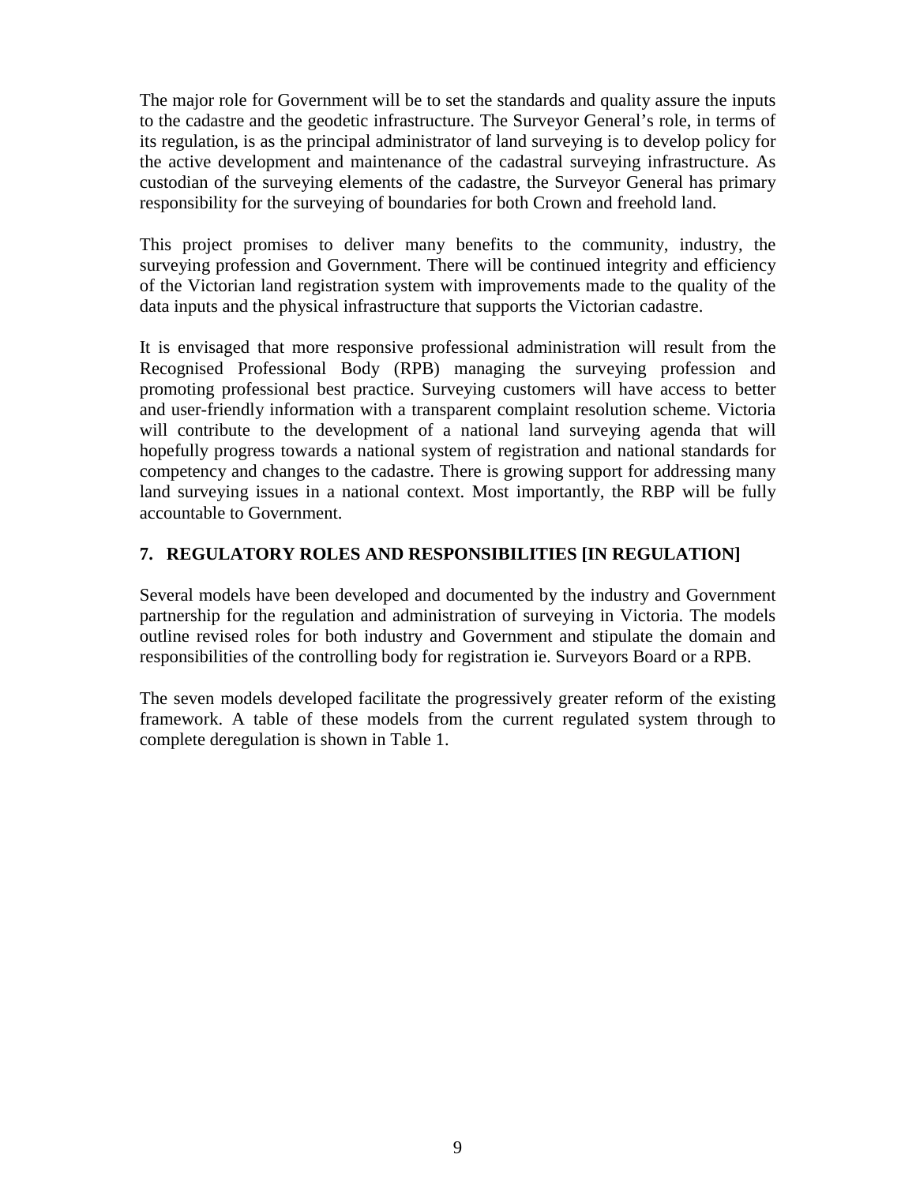The major role for Government will be to set the standards and quality assure the inputs to the cadastre and the geodetic infrastructure. The Surveyor General's role, in terms of its regulation, is as the principal administrator of land surveying is to develop policy for the active development and maintenance of the cadastral surveying infrastructure. As custodian of the surveying elements of the cadastre, the Surveyor General has primary responsibility for the surveying of boundaries for both Crown and freehold land.

This project promises to deliver many benefits to the community, industry, the surveying profession and Government. There will be continued integrity and efficiency of the Victorian land registration system with improvements made to the quality of the data inputs and the physical infrastructure that supports the Victorian cadastre.

It is envisaged that more responsive professional administration will result from the Recognised Professional Body (RPB) managing the surveying profession and promoting professional best practice. Surveying customers will have access to better and user-friendly information with a transparent complaint resolution scheme. Victoria will contribute to the development of a national land surveying agenda that will hopefully progress towards a national system of registration and national standards for competency and changes to the cadastre. There is growing support for addressing many land surveying issues in a national context. Most importantly, the RBP will be fully accountable to Government.

## 7. REGULATORY ROLES AND RESPONSIBILITIES [IN REGULATION]

Several models have been developed and documented by the industry and Government partnership for the regulation and administration of surveying in Victoria. The models outline revised roles for both industry and Government and stipulate the domain and responsibilities of the controlling body for registration ie. Surveyors Board or a RPB.

The seven models developed facilitate the progressively greater reform of the existing framework. A table of these models from the current regulated system through to complete deregulation is shown in Table 1.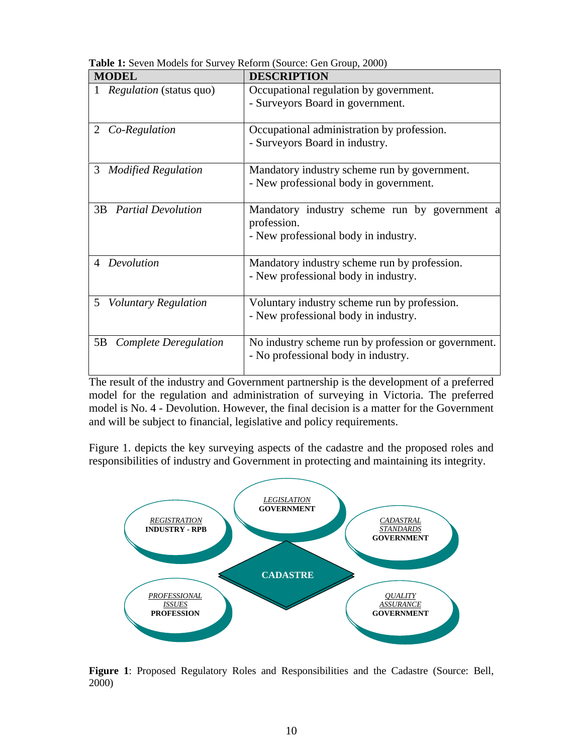**Table 1:** Seven Models for Survey Reform (Source: Gen Group, 2000)

| MODEL | DESCRIPTION |
| --- | --- |
| 1 *Regulation* (status quo) | Occupational regulation by government.<br>- Surveyors Board in government. |
| 2 *Co-Regulation* | Occupational administration by profession.<br>- Surveyors Board in industry. |
| 3 *Modified Regulation* | Mandatory industry scheme run by government.<br>- New professional body in government. |
| 3B *Partial Devolution* | Mandatory industry scheme run by government a profession.<br>- New professional body in industry. |
| 4 *Devolution* | Mandatory industry scheme run by profession.<br>- New professional body in industry. |
| 5 *Voluntary Regulation* | Voluntary industry scheme run by profession.<br>- New professional body in industry. |
| 5B *Complete Deregulation* | No industry scheme run by profession or government.<br>- No professional body in industry. |

The result of the industry and Government partnership is the development of a preferred model for the regulation and administration of surveying in Victoria. The preferred model is No. 4 - Devolution. However, the final decision is a matter for the Government and will be subject to financial, legislative and policy requirements.

Figure 1. depicts the key surveying aspects of the cadastre and the proposed roles and responsibilities of industry and Government in protecting and maintaining its integrity.

CADASTRE

*LEGISLATION* **GOVERNMENT**

*REGISTRATION* **INDUSTRY - RPB**

*CADASTRAL STANDARDS* **GOVERNMENT**

*PROFESSIONAL ISSUES* **PROFESSION**

*QUALITY ASSURANCE* **GOVERNMENT**

**Figure 1**: Proposed Regulatory Roles and Responsibilities and the Cadastre (Source: Bell, 2000)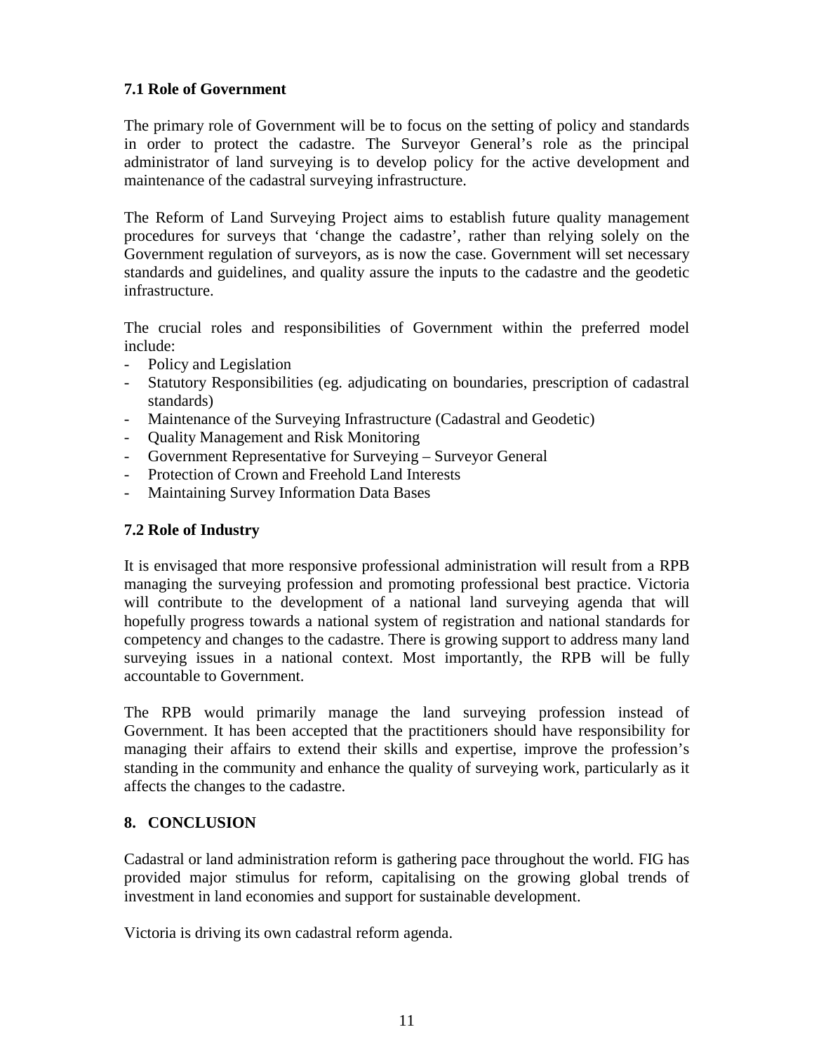### 7.1 Role of Government

The primary role of Government will be to focus on the setting of policy and standards in order to protect the cadastre. The Surveyor General's role as the principal administrator of land surveying is to develop policy for the active development and maintenance of the cadastral surveying infrastructure.

The Reform of Land Surveying Project aims to establish future quality management procedures for surveys that 'change the cadastre', rather than relying solely on the Government regulation of surveyors, as is now the case. Government will set necessary standards and guidelines, and quality assure the inputs to the cadastre and the geodetic infrastructure.

The crucial roles and responsibilities of Government within the preferred model include:

- Policy and Legislation
- Statutory Responsibilities (eg. adjudicating on boundaries, prescription of cadastral standards)
- Maintenance of the Surveying Infrastructure (Cadastral and Geodetic)
- Quality Management and Risk Monitoring
- Government Representative for Surveying – Surveyor General
- Protection of Crown and Freehold Land Interests
- Maintaining Survey Information Data Bases

### 7.2 Role of Industry

It is envisaged that more responsive professional administration will result from a RPB managing the surveying profession and promoting professional best practice. Victoria will contribute to the development of a national land surveying agenda that will hopefully progress towards a national system of registration and national standards for competency and changes to the cadastre. There is growing support to address many land surveying issues in a national context. Most importantly, the RPB will be fully accountable to Government.

The RPB would primarily manage the land surveying profession instead of Government. It has been accepted that the practitioners should have responsibility for managing their affairs to extend their skills and expertise, improve the profession's standing in the community and enhance the quality of surveying work, particularly as it affects the changes to the cadastre.

## 8. CONCLUSION

Cadastral or land administration reform is gathering pace throughout the world. FIG has provided major stimulus for reform, capitalising on the growing global trends of investment in land economies and support for sustainable development.

Victoria is driving its own cadastral reform agenda.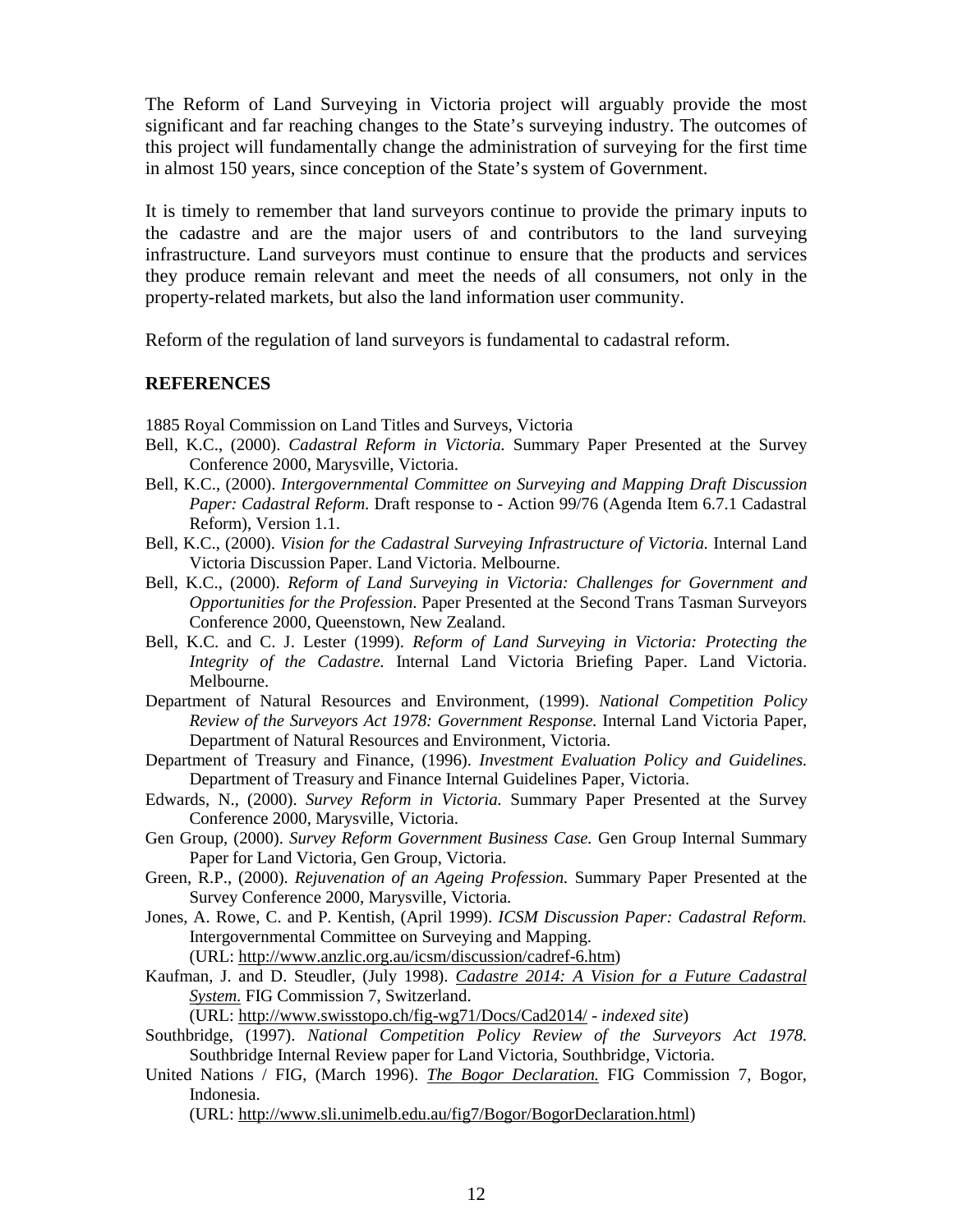The Reform of Land Surveying in Victoria project will arguably provide the most significant and far reaching changes to the State's surveying industry. The outcomes of this project will fundamentally change the administration of surveying for the first time in almost 150 years, since conception of the State's system of Government.

It is timely to remember that land surveyors continue to provide the primary inputs to the cadastre and are the major users of and contributors to the land surveying infrastructure. Land surveyors must continue to ensure that the products and services they produce remain relevant and meet the needs of all consumers, not only in the property-related markets, but also the land information user community.

Reform of the regulation of land surveyors is fundamental to cadastral reform.

## REFERENCES

1885 Royal Commission on Land Titles and Surveys, Victoria

Bell, K.C., (2000). *Cadastral Reform in Victoria.* Summary Paper Presented at the Survey Conference 2000, Marysville, Victoria.

Bell, K.C., (2000). *Intergovernmental Committee on Surveying and Mapping Draft Discussion Paper: Cadastral Reform.* Draft response to - Action 99/76 (Agenda Item 6.7.1 Cadastral Reform), Version 1.1.

Bell, K.C., (2000). *Vision for the Cadastral Surveying Infrastructure of Victoria.* Internal Land Victoria Discussion Paper. Land Victoria. Melbourne.

Bell, K.C., (2000). *Reform of Land Surveying in Victoria: Challenges for Government and Opportunities for the Profession.* Paper Presented at the Second Trans Tasman Surveyors Conference 2000, Queenstown, New Zealand.

Bell, K.C. and C. J. Lester (1999). *Reform of Land Surveying in Victoria: Protecting the Integrity of the Cadastre.* Internal Land Victoria Briefing Paper. Land Victoria. Melbourne.

Department of Natural Resources and Environment, (1999). *National Competition Policy Review of the Surveyors Act 1978: Government Response.* Internal Land Victoria Paper, Department of Natural Resources and Environment, Victoria.

Department of Treasury and Finance, (1996). *Investment Evaluation Policy and Guidelines.* Department of Treasury and Finance Internal Guidelines Paper, Victoria.

Edwards, N., (2000). *Survey Reform in Victoria.* Summary Paper Presented at the Survey Conference 2000, Marysville, Victoria.

Gen Group, (2000). *Survey Reform Government Business Case.* Gen Group Internal Summary Paper for Land Victoria, Gen Group, Victoria.

Green, R.P., (2000). *Rejuvenation of an Ageing Profession.* Summary Paper Presented at the Survey Conference 2000, Marysville, Victoria.

Jones, A. Rowe, C. and P. Kentish, (April 1999). *ICSM Discussion Paper: Cadastral Reform.* Intergovernmental Committee on Surveying and Mapping. (URL: http://www.anzlic.org.au/icsm/discussion/cadref-6.htm)

Kaufman, J. and D. Steudler, (July 1998). *Cadastre 2014: A Vision for a Future Cadastral System.* FIG Commission 7, Switzerland. (URL: http://www.swisstopo.ch/fig-wg71/Docs/Cad2014/ - *indexed site*)

Southbridge, (1997). *National Competition Policy Review of the Surveyors Act 1978.* Southbridge Internal Review paper for Land Victoria, Southbridge, Victoria.

United Nations / FIG, (March 1996). *The Bogor Declaration.* FIG Commission 7, Bogor, Indonesia. (URL: http://www.sli.unimelb.edu.au/fig7/Bogor/BogorDeclaration.html)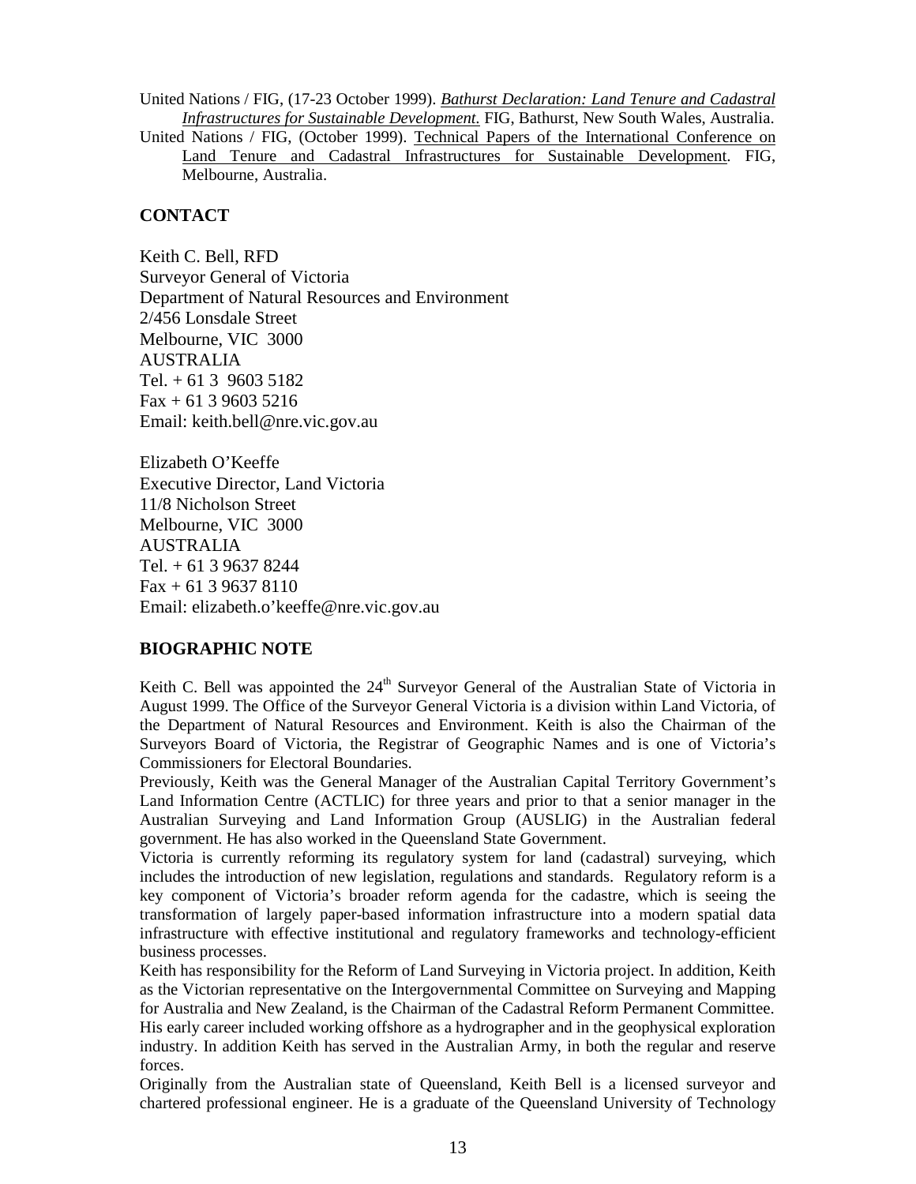United Nations / FIG, (17-23 October 1999). *Bathurst Declaration: Land Tenure and Cadastral Infrastructures for Sustainable Development.* FIG, Bathurst, New South Wales, Australia.

United Nations / FIG, (October 1999). Technical Papers of the International Conference on Land Tenure and Cadastral Infrastructures for Sustainable Development. FIG, Melbourne, Australia.

## CONTACT

Keith C. Bell, RFD
Surveyor General of Victoria
Department of Natural Resources and Environment
2/456 Lonsdale Street
Melbourne, VIC 3000
AUSTRALIA
Tel. + 61 3 9603 5182
Fax + 61 3 9603 5216
Email: keith.bell@nre.vic.gov.au

Elizabeth O'Keeffe
Executive Director, Land Victoria
11/8 Nicholson Street
Melbourne, VIC 3000
AUSTRALIA
Tel. + 61 3 9637 8244
Fax + 61 3 9637 8110
Email: elizabeth.o'keeffe@nre.vic.gov.au

## BIOGRAPHIC NOTE

Keith C. Bell was appointed the 24th Surveyor General of the Australian State of Victoria in August 1999. The Office of the Surveyor General Victoria is a division within Land Victoria, of the Department of Natural Resources and Environment. Keith is also the Chairman of the Surveyors Board of Victoria, the Registrar of Geographic Names and is one of Victoria's Commissioners for Electoral Boundaries.

Previously, Keith was the General Manager of the Australian Capital Territory Government's Land Information Centre (ACTLIC) for three years and prior to that a senior manager in the Australian Surveying and Land Information Group (AUSLIG) in the Australian federal government. He has also worked in the Queensland State Government.

Victoria is currently reforming its regulatory system for land (cadastral) surveying, which includes the introduction of new legislation, regulations and standards. Regulatory reform is a key component of Victoria's broader reform agenda for the cadastre, which is seeing the transformation of largely paper-based information infrastructure into a modern spatial data infrastructure with effective institutional and regulatory frameworks and technology-efficient business processes.

Keith has responsibility for the Reform of Land Surveying in Victoria project. In addition, Keith as the Victorian representative on the Intergovernmental Committee on Surveying and Mapping for Australia and New Zealand, is the Chairman of the Cadastral Reform Permanent Committee.

His early career included working offshore as a hydrographer and in the geophysical exploration industry. In addition Keith has served in the Australian Army, in both the regular and reserve forces.

Originally from the Australian state of Queensland, Keith Bell is a licensed surveyor and chartered professional engineer. He is a graduate of the Queensland University of Technology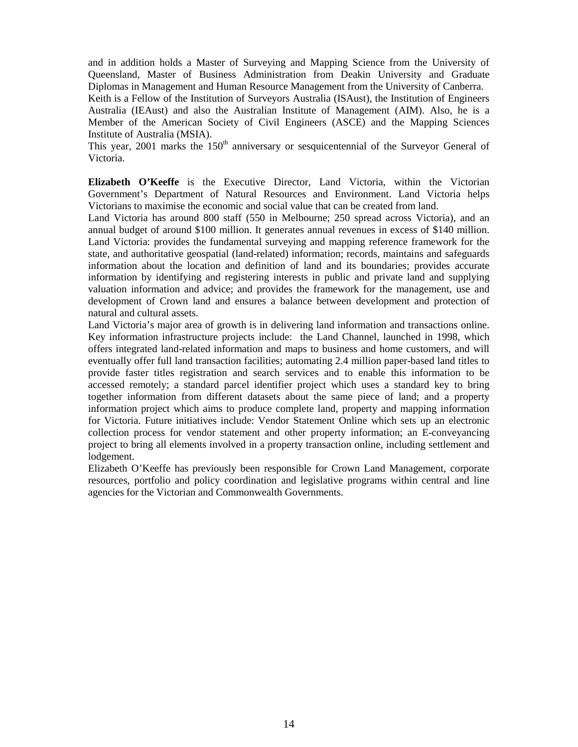and in addition holds a Master of Surveying and Mapping Science from the University of Queensland, Master of Business Administration from Deakin University and Graduate Diplomas in Management and Human Resource Management from the University of Canberra.

Keith is a Fellow of the Institution of Surveyors Australia (ISAust), the Institution of Engineers Australia (IEAust) and also the Australian Institute of Management (AIM). Also, he is a Member of the American Society of Civil Engineers (ASCE) and the Mapping Sciences Institute of Australia (MSIA).

This year, 2001 marks the 150th anniversary or sesquicentennial of the Surveyor General of Victoria.

**Elizabeth O'Keeffe** is the Executive Director, Land Victoria, within the Victorian Government's Department of Natural Resources and Environment. Land Victoria helps Victorians to maximise the economic and social value that can be created from land.

Land Victoria has around 800 staff (550 in Melbourne; 250 spread across Victoria), and an annual budget of around $100 million. It generates annual revenues in excess of $140 million. Land Victoria: provides the fundamental surveying and mapping reference framework for the state, and authoritative geospatial (land-related) information; records, maintains and safeguards information about the location and definition of land and its boundaries; provides accurate information by identifying and registering interests in public and private land and supplying valuation information and advice; and provides the framework for the management, use and development of Crown land and ensures a balance between development and protection of natural and cultural assets.

Land Victoria's major area of growth is in delivering land information and transactions online. Key information infrastructure projects include: the Land Channel, launched in 1998, which offers integrated land-related information and maps to business and home customers, and will eventually offer full land transaction facilities; automating 2.4 million paper-based land titles to provide faster titles registration and search services and to enable this information to be accessed remotely; a standard parcel identifier project which uses a standard key to bring together information from different datasets about the same piece of land; and a property information project which aims to produce complete land, property and mapping information for Victoria. Future initiatives include: Vendor Statement Online which sets up an electronic collection process for vendor statement and other property information; an E-conveyancing project to bring all elements involved in a property transaction online, including settlement and lodgement.

Elizabeth O'Keeffe has previously been responsible for Crown Land Management, corporate resources, portfolio and policy coordination and legislative programs within central and line agencies for the Victorian and Commonwealth Governments.